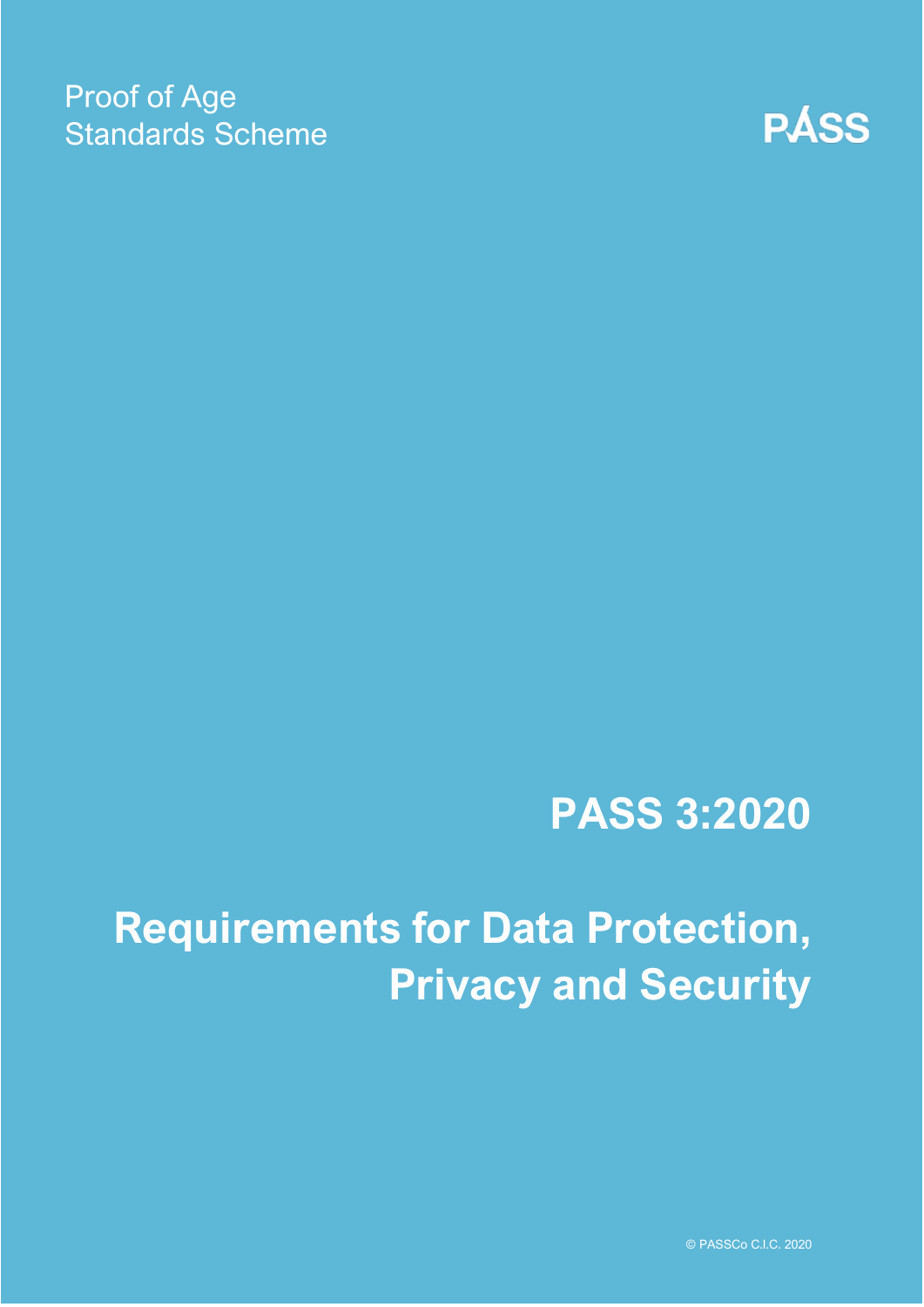Proof of Age
Standards Scheme

PÁSS

# PASS 3:2020

# Requirements for Data Protection, Privacy and Security

© PASSCo C.I.C. 2020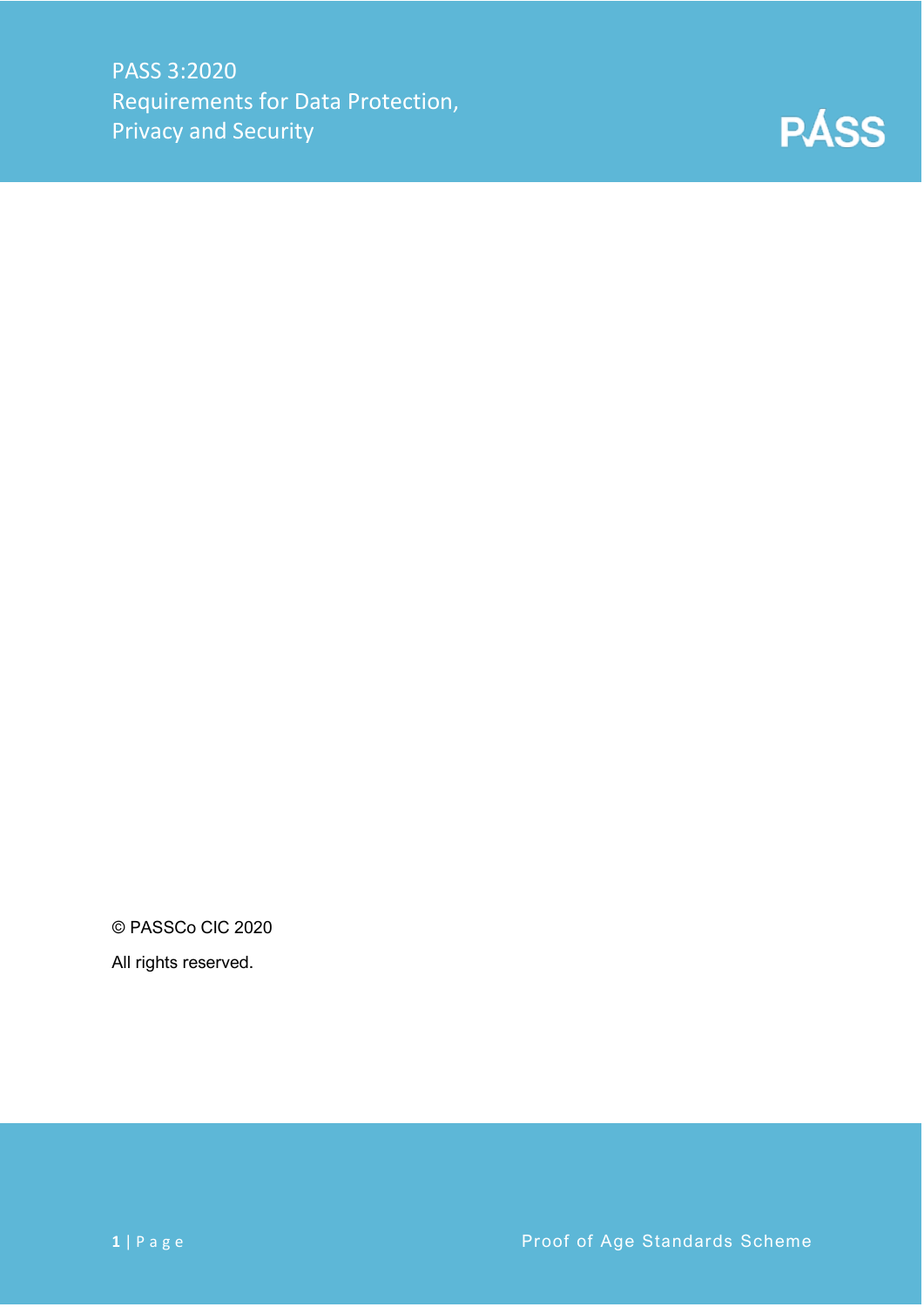PASS 3:2020
Requirements for Data Protection, Privacy and Security

PASS

© PASSCo CIC 2020

All rights reserved.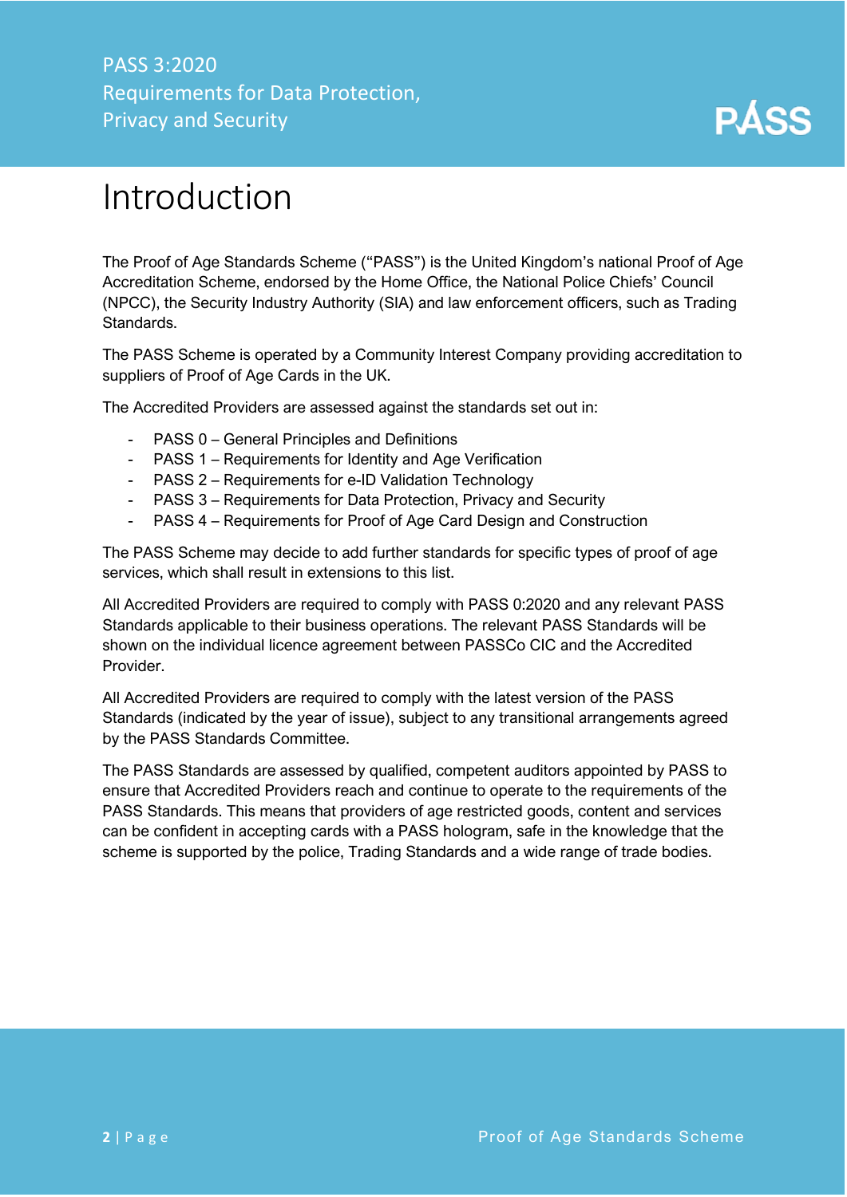# Introduction

The Proof of Age Standards Scheme ("PASS") is the United Kingdom's national Proof of Age Accreditation Scheme, endorsed by the Home Office, the National Police Chiefs' Council (NPCC), the Security Industry Authority (SIA) and law enforcement officers, such as Trading Standards.

The PASS Scheme is operated by a Community Interest Company providing accreditation to suppliers of Proof of Age Cards in the UK.

The Accredited Providers are assessed against the standards set out in:

- PASS 0 – General Principles and Definitions
- PASS 1 – Requirements for Identity and Age Verification
- PASS 2 – Requirements for e-ID Validation Technology
- PASS 3 – Requirements for Data Protection, Privacy and Security
- PASS 4 – Requirements for Proof of Age Card Design and Construction

The PASS Scheme may decide to add further standards for specific types of proof of age services, which shall result in extensions to this list.

All Accredited Providers are required to comply with PASS 0:2020 and any relevant PASS Standards applicable to their business operations. The relevant PASS Standards will be shown on the individual licence agreement between PASSCo CIC and the Accredited Provider.

All Accredited Providers are required to comply with the latest version of the PASS Standards (indicated by the year of issue), subject to any transitional arrangements agreed by the PASS Standards Committee.

The PASS Standards are assessed by qualified, competent auditors appointed by PASS to ensure that Accredited Providers reach and continue to operate to the requirements of the PASS Standards. This means that providers of age restricted goods, content and services can be confident in accepting cards with a PASS hologram, safe in the knowledge that the scheme is supported by the police, Trading Standards and a wide range of trade bodies.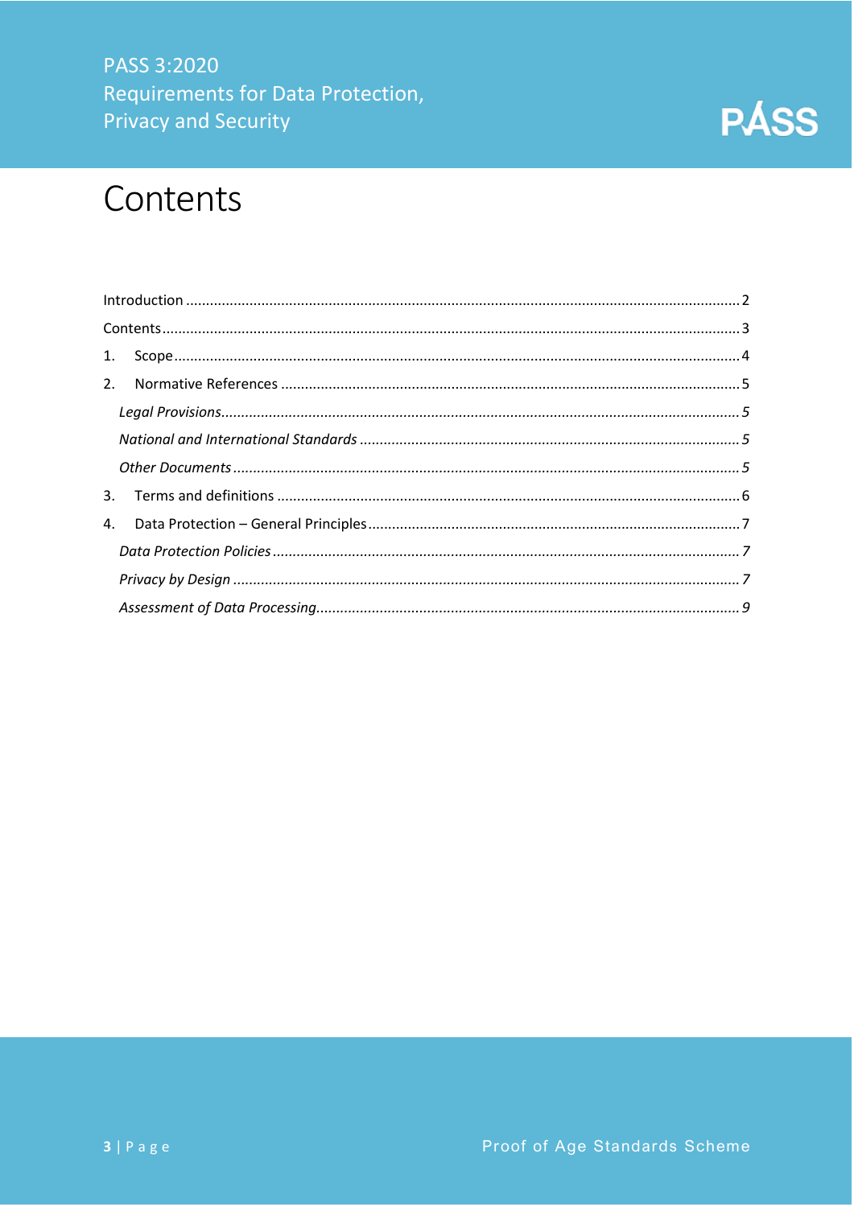# Contents

Introduction .......... 2

Contents .......... 3

1. Scope .......... 4

2. Normative References .......... 5

   *Legal Provisions .......... 5*

   *National and International Standards .......... 5*

   *Other Documents .......... 5*

3. Terms and definitions .......... 6

4. Data Protection – General Principles .......... 7

   *Data Protection Policies .......... 7*

   *Privacy by Design .......... 7*

   *Assessment of Data Processing .......... 9*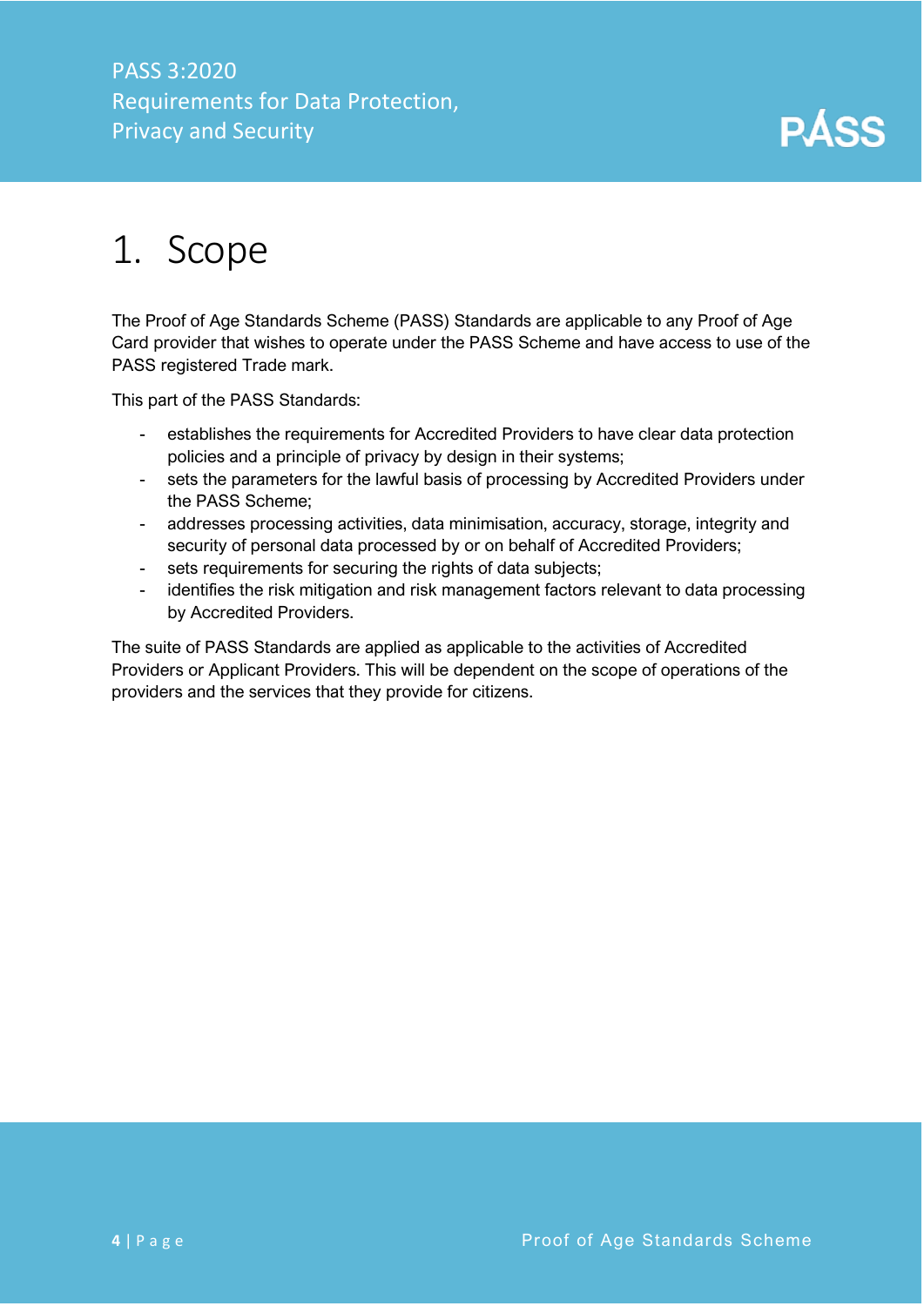# 1. Scope

The Proof of Age Standards Scheme (PASS) Standards are applicable to any Proof of Age Card provider that wishes to operate under the PASS Scheme and have access to use of the PASS registered Trade mark.

This part of the PASS Standards:

- establishes the requirements for Accredited Providers to have clear data protection policies and a principle of privacy by design in their systems;
- sets the parameters for the lawful basis of processing by Accredited Providers under the PASS Scheme;
- addresses processing activities, data minimisation, accuracy, storage, integrity and security of personal data processed by or on behalf of Accredited Providers;
- sets requirements for securing the rights of data subjects;
- identifies the risk mitigation and risk management factors relevant to data processing by Accredited Providers.

The suite of PASS Standards are applied as applicable to the activities of Accredited Providers or Applicant Providers. This will be dependent on the scope of operations of the providers and the services that they provide for citizens.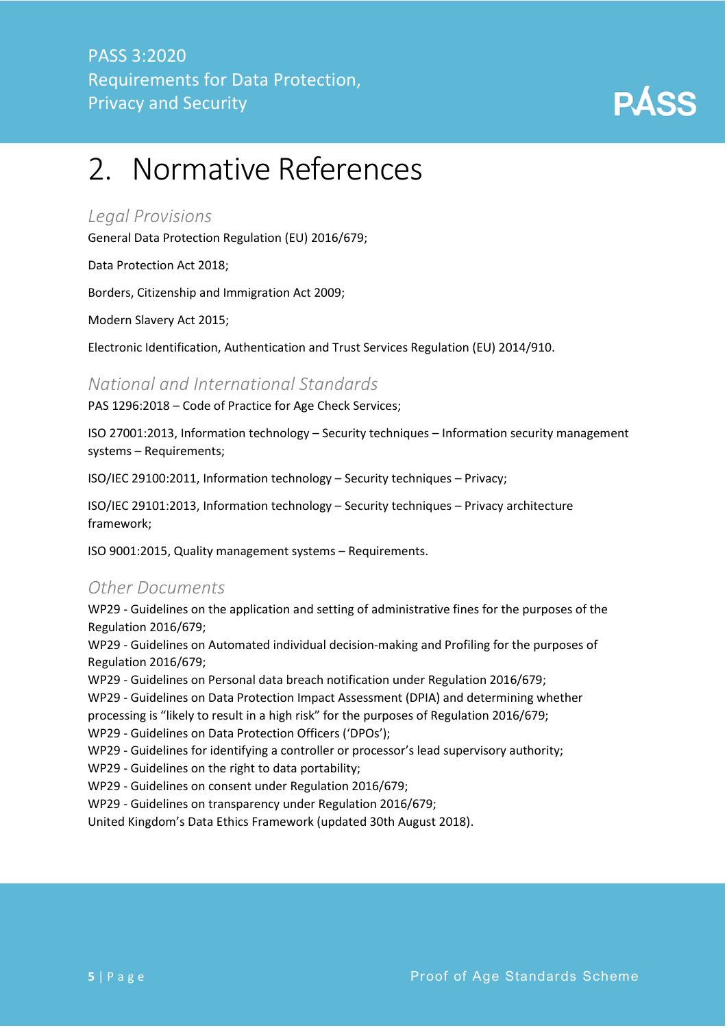# 2. Normative References

### *Legal Provisions*

General Data Protection Regulation (EU) 2016/679;

Data Protection Act 2018;

Borders, Citizenship and Immigration Act 2009;

Modern Slavery Act 2015;

Electronic Identification, Authentication and Trust Services Regulation (EU) 2014/910.

### *National and International Standards*

PAS 1296:2018 – Code of Practice for Age Check Services;

ISO 27001:2013, Information technology – Security techniques – Information security management systems – Requirements;

ISO/IEC 29100:2011, Information technology – Security techniques – Privacy;

ISO/IEC 29101:2013, Information technology – Security techniques – Privacy architecture framework;

ISO 9001:2015, Quality management systems – Requirements.

### *Other Documents*

WP29 - Guidelines on the application and setting of administrative fines for the purposes of the Regulation 2016/679;  
WP29 - Guidelines on Automated individual decision-making and Profiling for the purposes of Regulation 2016/679;  
WP29 - Guidelines on Personal data breach notification under Regulation 2016/679;  
WP29 - Guidelines on Data Protection Impact Assessment (DPIA) and determining whether processing is "likely to result in a high risk" for the purposes of Regulation 2016/679;  
WP29 - Guidelines on Data Protection Officers ('DPOs');  
WP29 - Guidelines for identifying a controller or processor's lead supervisory authority;  
WP29 - Guidelines on the right to data portability;  
WP29 - Guidelines on consent under Regulation 2016/679;  
WP29 - Guidelines on transparency under Regulation 2016/679;  
United Kingdom's Data Ethics Framework (updated 30th August 2018).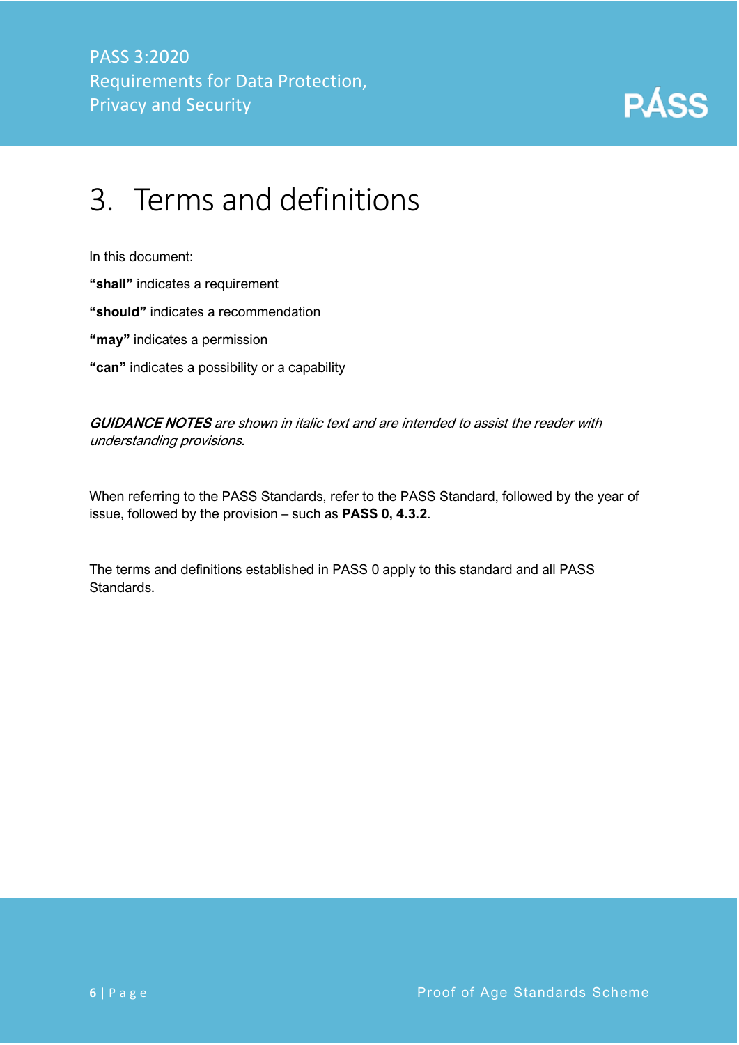# 3. Terms and definitions

In this document:

**"shall"** indicates a requirement

**"should"** indicates a recommendation

**"may"** indicates a permission

**"can"** indicates a possibility or a capability

*GUIDANCE NOTES are shown in italic text and are intended to assist the reader with understanding provisions.*

When referring to the PASS Standards, refer to the PASS Standard, followed by the year of issue, followed by the provision – such as **PASS 0, 4.3.2**.

The terms and definitions established in PASS 0 apply to this standard and all PASS Standards.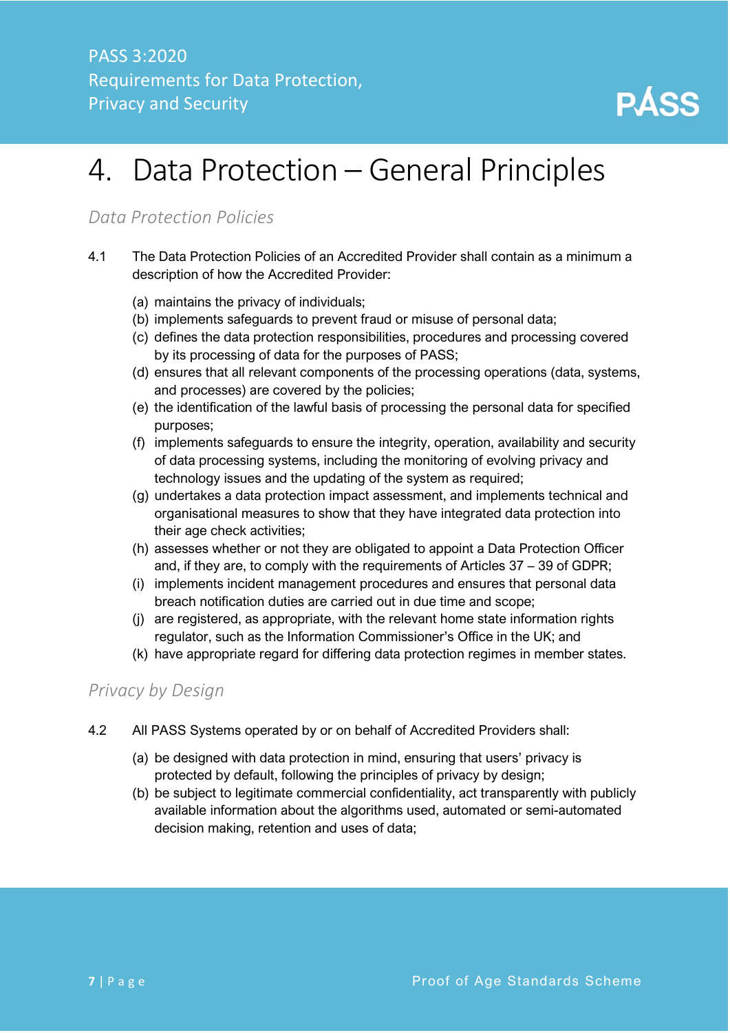# 4. Data Protection – General Principles

### *Data Protection Policies*

4.1 The Data Protection Policies of an Accredited Provider shall contain as a minimum a description of how the Accredited Provider:

(a) maintains the privacy of individuals;
(b) implements safeguards to prevent fraud or misuse of personal data;
(c) defines the data protection responsibilities, procedures and processing covered by its processing of data for the purposes of PASS;
(d) ensures that all relevant components of the processing operations (data, systems, and processes) are covered by the policies;
(e) the identification of the lawful basis of processing the personal data for specified purposes;
(f) implements safeguards to ensure the integrity, operation, availability and security of data processing systems, including the monitoring of evolving privacy and technology issues and the updating of the system as required;
(g) undertakes a data protection impact assessment, and implements technical and organisational measures to show that they have integrated data protection into their age check activities;
(h) assesses whether or not they are obligated to appoint a Data Protection Officer and, if they are, to comply with the requirements of Articles 37 – 39 of GDPR;
(i) implements incident management procedures and ensures that personal data breach notification duties are carried out in due time and scope;
(j) are registered, as appropriate, with the relevant home state information rights regulator, such as the Information Commissioner's Office in the UK; and
(k) have appropriate regard for differing data protection regimes in member states.

### *Privacy by Design*

4.2 All PASS Systems operated by or on behalf of Accredited Providers shall:

(a) be designed with data protection in mind, ensuring that users' privacy is protected by default, following the principles of privacy by design;
(b) be subject to legitimate commercial confidentiality, act transparently with publicly available information about the algorithms used, automated or semi-automated decision making, retention and uses of data;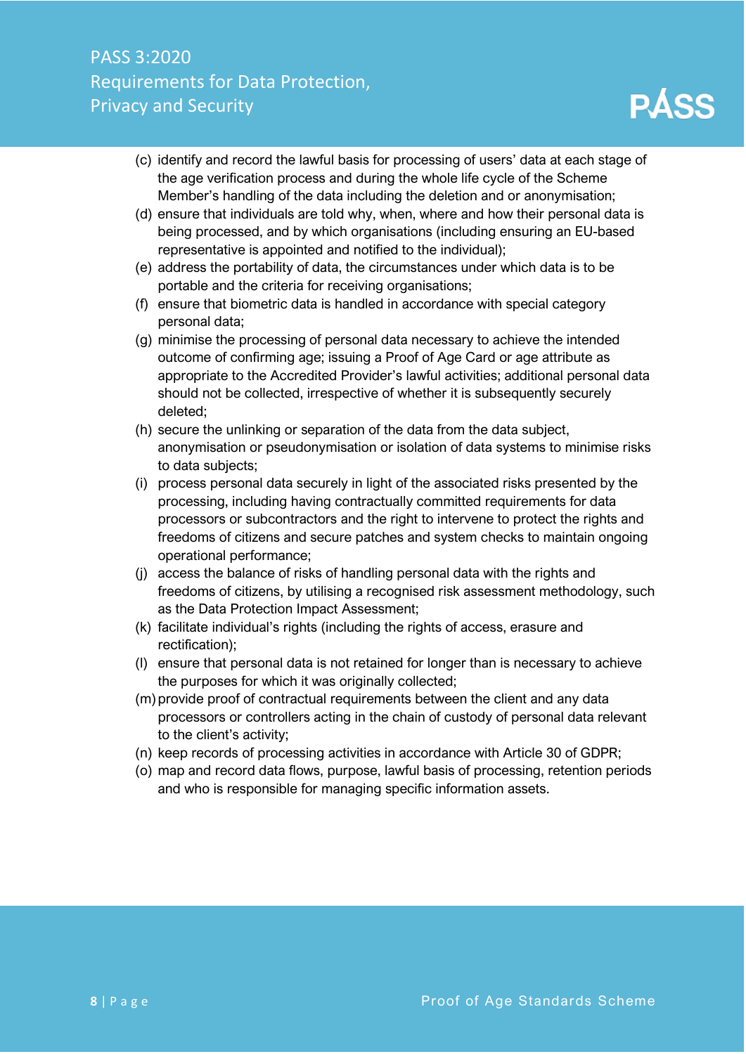(c) identify and record the lawful basis for processing of users' data at each stage of the age verification process and during the whole life cycle of the Scheme Member's handling of the data including the deletion and or anonymisation;

(d) ensure that individuals are told why, when, where and how their personal data is being processed, and by which organisations (including ensuring an EU-based representative is appointed and notified to the individual);

(e) address the portability of data, the circumstances under which data is to be portable and the criteria for receiving organisations;

(f) ensure that biometric data is handled in accordance with special category personal data;

(g) minimise the processing of personal data necessary to achieve the intended outcome of confirming age; issuing a Proof of Age Card or age attribute as appropriate to the Accredited Provider's lawful activities; additional personal data should not be collected, irrespective of whether it is subsequently securely deleted;

(h) secure the unlinking or separation of the data from the data subject, anonymisation or pseudonymisation or isolation of data systems to minimise risks to data subjects;

(i) process personal data securely in light of the associated risks presented by the processing, including having contractually committed requirements for data processors or subcontractors and the right to intervene to protect the rights and freedoms of citizens and secure patches and system checks to maintain ongoing operational performance;

(j) access the balance of risks of handling personal data with the rights and freedoms of citizens, by utilising a recognised risk assessment methodology, such as the Data Protection Impact Assessment;

(k) facilitate individual's rights (including the rights of access, erasure and rectification);

(l) ensure that personal data is not retained for longer than is necessary to achieve the purposes for which it was originally collected;

(m) provide proof of contractual requirements between the client and any data processors or controllers acting in the chain of custody of personal data relevant to the client's activity;

(n) keep records of processing activities in accordance with Article 30 of GDPR;

(o) map and record data flows, purpose, lawful basis of processing, retention periods and who is responsible for managing specific information assets.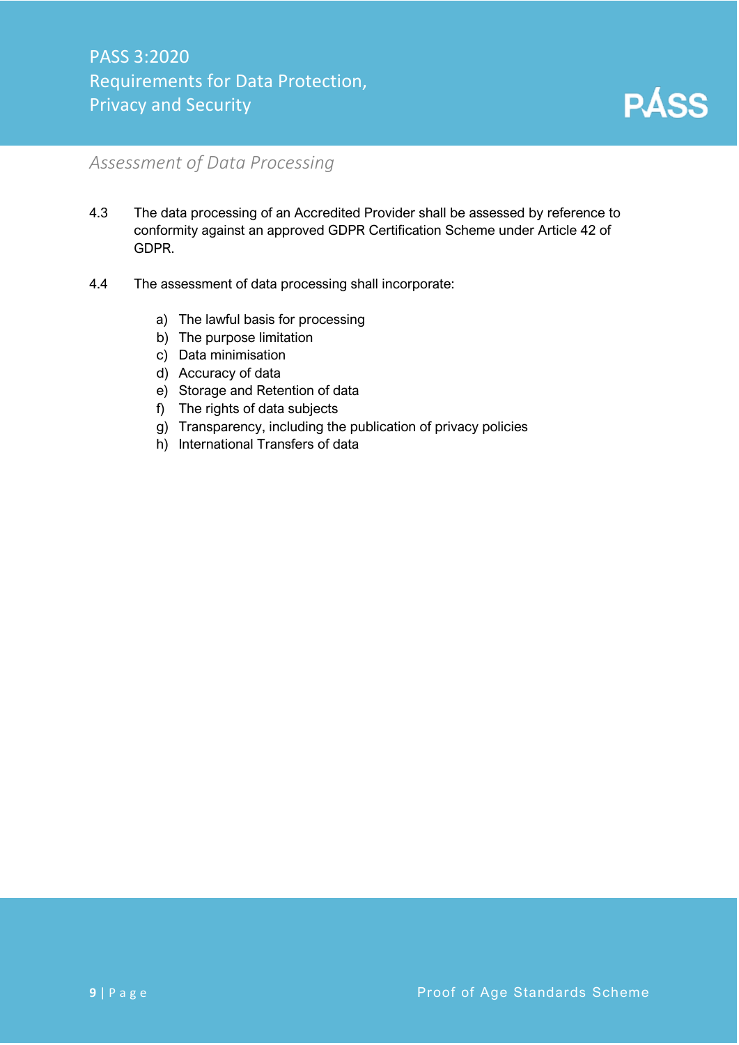## *Assessment of Data Processing*

4.3 The data processing of an Accredited Provider shall be assessed by reference to conformity against an approved GDPR Certification Scheme under Article 42 of GDPR.

4.4 The assessment of data processing shall incorporate:

a) The lawful basis for processing
b) The purpose limitation
c) Data minimisation
d) Accuracy of data
e) Storage and Retention of data
f) The rights of data subjects
g) Transparency, including the publication of privacy policies
h) International Transfers of data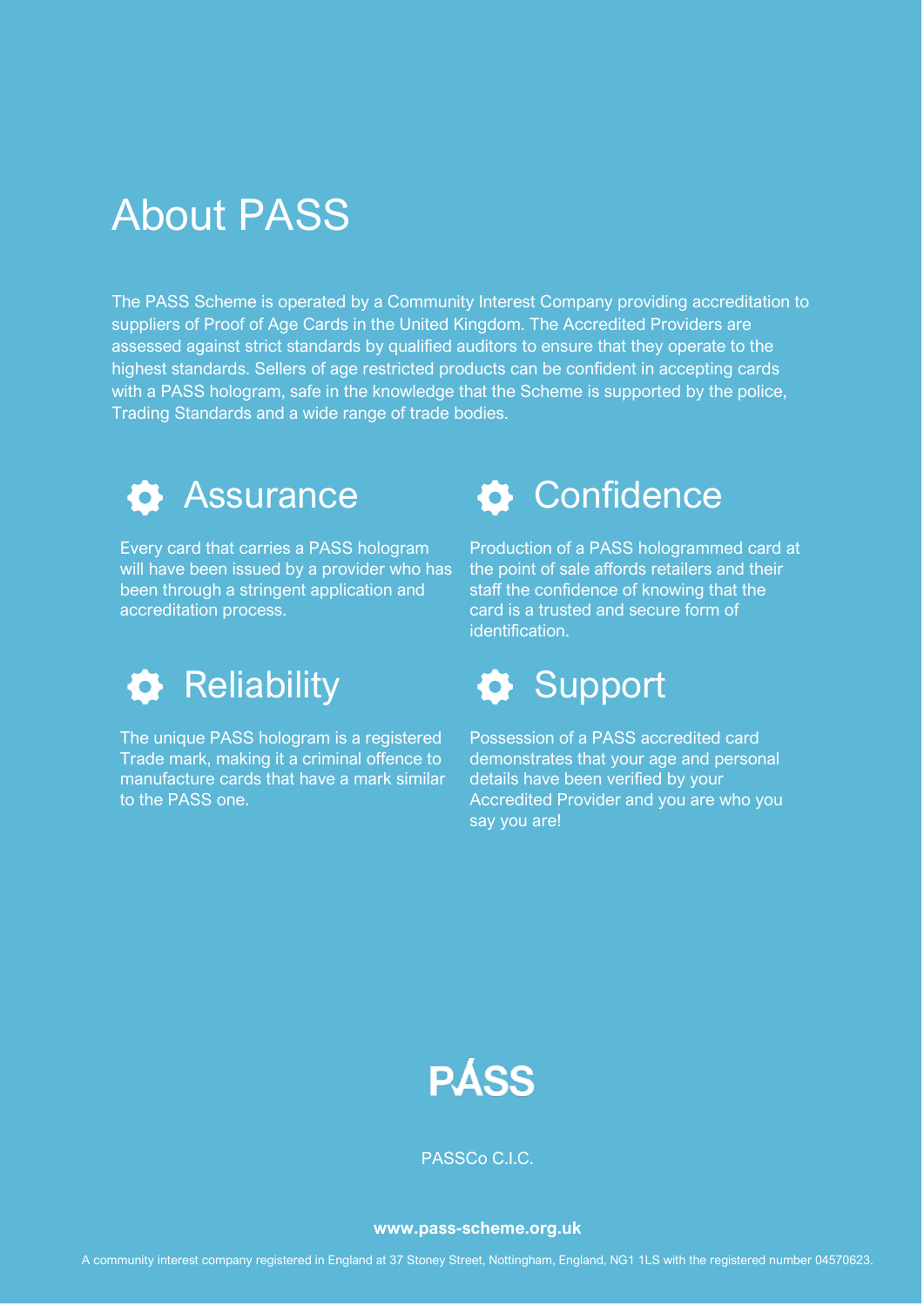# About PASS

The PASS Scheme is operated by a Community Interest Company providing accreditation to suppliers of Proof of Age Cards in the United Kingdom. The Accredited Providers are assessed against strict standards by qualified auditors to ensure that they operate to the highest standards. Sellers of age restricted products can be confident in accepting cards with a PASS hologram, safe in the knowledge that the Scheme is supported by the police, Trading Standards and a wide range of trade bodies.

## Assurance

Every card that carries a PASS hologram will have been issued by a provider who has been through a stringent application and accreditation process.

## Confidence

Production of a PASS hologrammed card at the point of sale affords retailers and their staff the confidence of knowing that the card is a trusted and secure form of identification.

## Reliability

The unique PASS hologram is a registered Trade mark, making it a criminal offence to manufacture cards that have a mark similar to the PASS one.

## Support

Possession of a PASS accredited card demonstrates that your age and personal details have been verified by your Accredited Provider and you are who you say you are!

PASS

PASSCo C.I.C.

**www.pass-scheme.org.uk**

A community interest company registered in England at 37 Stoney Street, Nottingham, England, NG1 1LS with the registered number 04570623.